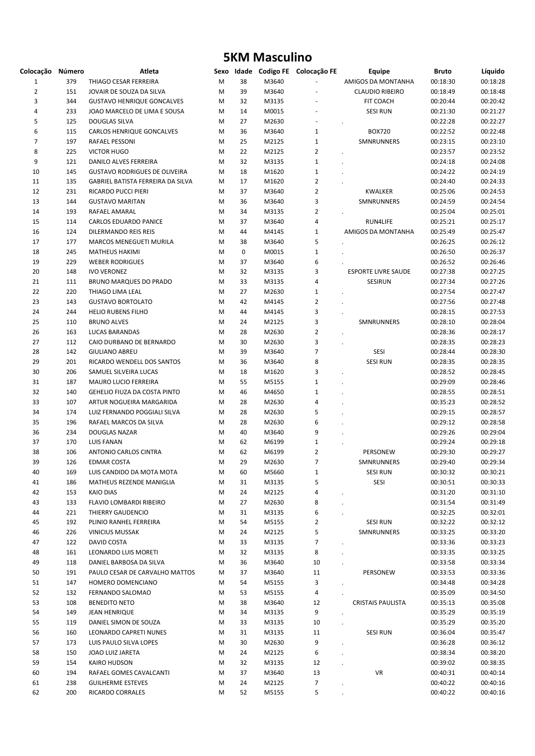# 5KM Masculino

| Colocação | Número | Atleta | Sexo | Idade | Codigo FE | Colocação FE | Equipe | Bruto | Líquido |
|---|---|---|---|---|---|---|---|---|---|
| 1 | 379 | THIAGO CESAR FERREIRA | M | 38 | M3640 | - | AMIGOS DA MONTANHA | 00:18:30 | 00:18:28 |
| 2 | 151 | JOVAIR DE SOUZA DA SILVA | M | 39 | M3640 | - | CLAUDIO RIBEIRO | 00:18:49 | 00:18:48 |
| 3 | 344 | GUSTAVO HENRIQUE GONCALVES | M | 32 | M3135 | - | FIT COACH | 00:20:44 | 00:20:42 |
| 4 | 233 | JOAO MARCELO DE LIMA E SOUSA | M | 14 | M0015 | - | SESI RUN | 00:21:30 | 00:21:27 |
| 5 | 125 | DOUGLAS SILVA | M | 27 | M2630 | - | . | 00:22:28 | 00:22:27 |
| 6 | 115 | CARLOS HENRIQUE GONCALVES | M | 36 | M3640 | 1 | BOX720 | 00:22:52 | 00:22:48 |
| 7 | 197 | RAFAEL PESSONI | M | 25 | M2125 | 1 | SMNRUNNERS | 00:23:15 | 00:23:10 |
| 8 | 225 | VICTOR HUGO | M | 22 | M2125 | 2 | . | 00:23:57 | 00:23:52 |
| 9 | 121 | DANILO ALVES FERREIRA | M | 32 | M3135 | 1 | . | 00:24:18 | 00:24:08 |
| 10 | 145 | GUSTAVO RODRIGUES DE OLIVEIRA | M | 18 | M1620 | 1 | . | 00:24:22 | 00:24:19 |
| 11 | 135 | GABRIEL BATISTA FERREIRA DA SILVA | M | 17 | M1620 | 2 | . | 00:24:40 | 00:24:33 |
| 12 | 231 | RICARDO PUCCI PIERI | M | 37 | M3640 | 2 | KWALKER | 00:25:06 | 00:24:53 |
| 13 | 144 | GUSTAVO MARITAN | M | 36 | M3640 | 3 | SMNRUNNERS | 00:24:59 | 00:24:54 |
| 14 | 193 | RAFAEL AMARAL | M | 34 | M3135 | 2 | . | 00:25:04 | 00:25:01 |
| 15 | 114 | CARLOS EDUARDO PANICE | M | 37 | M3640 | 4 | RUN4LIFE | 00:25:21 | 00:25:17 |
| 16 | 124 | DILERMANDO REIS REIS | M | 44 | M4145 | 1 | AMIGOS DA MONTANHA | 00:25:49 | 00:25:47 |
| 17 | 177 | MARCOS MENEGUETI MURILA | M | 38 | M3640 | 5 | . | 00:26:25 | 00:26:12 |
| 18 | 245 | MATHEUS HAKIMI | M | 0 | M0015 | 1 | . | 00:26:50 | 00:26:37 |
| 19 | 229 | WEBER RODRIGUES | M | 37 | M3640 | 6 | . | 00:26:52 | 00:26:46 |
| 20 | 148 | IVO VERONEZ | M | 32 | M3135 | 3 | ESPORTE LIVRE SAUDE | 00:27:38 | 00:27:25 |
| 21 | 111 | BRUNO MARQUES DO PRADO | M | 33 | M3135 | 4 | SESIRUN | 00:27:34 | 00:27:26 |
| 22 | 220 | THIAGO LIMA LEAL | M | 27 | M2630 | 1 | . | 00:27:54 | 00:27:47 |
| 23 | 143 | GUSTAVO BORTOLATO | M | 42 | M4145 | 2 | . | 00:27:56 | 00:27:48 |
| 24 | 244 | HELIO RUBENS FILHO | M | 44 | M4145 | 3 | . | 00:28:15 | 00:27:53 |
| 25 | 110 | BRUNO ALVES | M | 24 | M2125 | 3 | SMNRUNNERS | 00:28:10 | 00:28:04 |
| 26 | 163 | LUCAS BARANDAS | M | 28 | M2630 | 2 | . | 00:28:36 | 00:28:17 |
| 27 | 112 | CAIO DURBANO DE BERNARDO | M | 30 | M2630 | 3 | . | 00:28:35 | 00:28:23 |
| 28 | 142 | GIULIANO ABREU | M | 39 | M3640 | 7 | SESI | 00:28:44 | 00:28:30 |
| 29 | 201 | RICARDO WENDELL DOS SANTOS | M | 36 | M3640 | 8 | SESI RUN | 00:28:35 | 00:28:35 |
| 30 | 206 | SAMUEL SILVEIRA LUCAS | M | 18 | M1620 | 3 | . | 00:28:52 | 00:28:45 |
| 31 | 187 | MAURO LUCIO FERREIRA | M | 55 | M5155 | 1 | . | 00:29:09 | 00:28:46 |
| 32 | 140 | GEHELIO FIUZA DA COSTA PINTO | M | 46 | M4650 | 1 | . | 00:28:55 | 00:28:51 |
| 33 | 107 | ARTUR NOGUEIRA MARGARIDA | M | 28 | M2630 | 4 | . | 00:35:23 | 00:28:52 |
| 34 | 174 | LUIZ FERNANDO POGGIALI SILVA | M | 28 | M2630 | 5 | . | 00:29:15 | 00:28:57 |
| 35 | 196 | RAFAEL MARCOS DA SILVA | M | 28 | M2630 | 6 | . | 00:29:12 | 00:28:58 |
| 36 | 234 | DOUGLAS NAZAR | M | 40 | M3640 | 9 | . | 00:29:26 | 00:29:04 |
| 37 | 170 | LUIS FANAN | M | 62 | M6199 | 1 | . | 00:29:24 | 00:29:18 |
| 38 | 106 | ANTONIO CARLOS CINTRA | M | 62 | M6199 | 2 | PERSONEW | 00:29:30 | 00:29:27 |
| 39 | 126 | EDMAR COSTA | M | 29 | M2630 | 7 | SMNRUNNERS | 00:29:40 | 00:29:34 |
| 40 | 169 | LUIS CANDIDO DA MOTA MOTA | M | 60 | M5660 | 1 | SESI RUN | 00:30:32 | 00:30:21 |
| 41 | 186 | MATHEUS REZENDE MANIGLIA | M | 31 | M3135 | 5 | SESI | 00:30:51 | 00:30:33 |
| 42 | 153 | KAIO DIAS | M | 24 | M2125 | 4 | . | 00:31:20 | 00:31:10 |
| 43 | 133 | FLAVIO LOMBARDI RIBEIRO | M | 27 | M2630 | 8 | . | 00:31:54 | 00:31:49 |
| 44 | 221 | THIERRY GAUDENCIO | M | 31 | M3135 | 6 | . | 00:32:25 | 00:32:01 |
| 45 | 192 | PLINIO RANHEL FERREIRA | M | 54 | M5155 | 2 | SESI RUN | 00:32:22 | 00:32:12 |
| 46 | 226 | VINICIUS MUSSAK | M | 24 | M2125 | 5 | SMNRUNNERS | 00:33:25 | 00:33:20 |
| 47 | 122 | DAVID COSTA | M | 33 | M3135 | 7 | . | 00:33:36 | 00:33:23 |
| 48 | 161 | LEONARDO LUIS MORETI | M | 32 | M3135 | 8 | . | 00:33:35 | 00:33:25 |
| 49 | 118 | DANIEL BARBOSA DA SILVA | M | 36 | M3640 | 10 | . | 00:33:58 | 00:33:34 |
| 50 | 191 | PAULO CESAR DE CARVALHO MATTOS | M | 37 | M3640 | 11 | PERSONEW | 00:33:53 | 00:33:36 |
| 51 | 147 | HOMERO DOMENCIANO | M | 54 | M5155 | 3 | . | 00:34:48 | 00:34:28 |
| 52 | 132 | FERNANDO SALOMAO | M | 53 | M5155 | 4 | . | 00:35:09 | 00:34:50 |
| 53 | 108 | BENEDITO NETO | M | 38 | M3640 | 12 | CRISTAIS PAULISTA | 00:35:13 | 00:35:08 |
| 54 | 149 | JEAN HENRIQUE | M | 34 | M3135 | 9 | . | 00:35:29 | 00:35:19 |
| 55 | 119 | DANIEL SIMON DE SOUZA | M | 33 | M3135 | 10 | . | 00:35:29 | 00:35:20 |
| 56 | 160 | LEONARDO CAPRETI NUNES | M | 31 | M3135 | 11 | SESI RUN | 00:36:04 | 00:35:47 |
| 57 | 173 | LUIS PAULO SILVA LOPES | M | 30 | M2630 | 9 | . | 00:36:28 | 00:36:12 |
| 58 | 150 | JOAO LUIZ JARETA | M | 24 | M2125 | 6 | . | 00:38:34 | 00:38:20 |
| 59 | 154 | KAIRO HUDSON | M | 32 | M3135 | 12 | . | 00:39:02 | 00:38:35 |
| 60 | 194 | RAFAEL GOMES CAVALCANTI | M | 37 | M3640 | 13 | VR | 00:40:31 | 00:40:14 |
| 61 | 238 | GUILHERME ESTEVES | M | 24 | M2125 | 7 | . | 00:40:22 | 00:40:16 |
| 62 | 200 | RICARDO CORRALES | M | 52 | M5155 | 5 | . | 00:40:22 | 00:40:16 |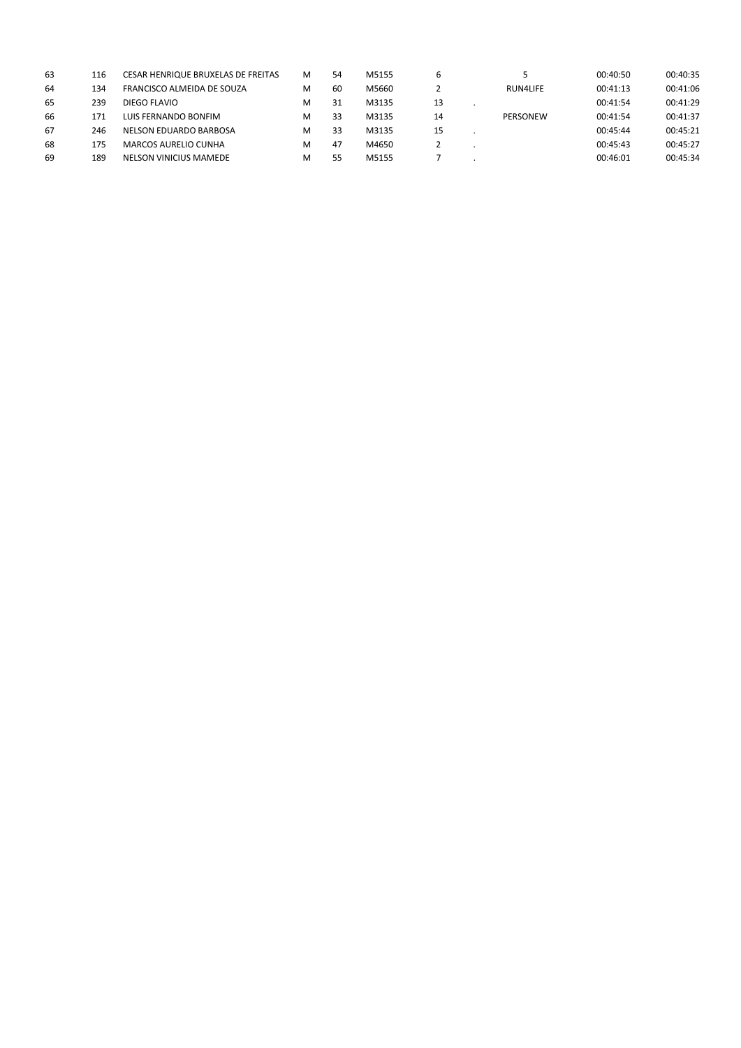| | | | | | | | | | | |
|---|---|---|---|---|---|---|---|---|---|---|
| 63 | 116 | CESAR HENRIQUE BRUXELAS DE FREITAS | M | 54 | M5155 | 6 | | 5 | 00:40:50 | 00:40:35 |
| 64 | 134 | FRANCISCO ALMEIDA DE SOUZA | M | 60 | M5660 | 2 | | RUN4LIFE | 00:41:13 | 00:41:06 |
| 65 | 239 | DIEGO FLAVIO | M | 31 | M3135 | 13 | . | | 00:41:54 | 00:41:29 |
| 66 | 171 | LUIS FERNANDO BONFIM | M | 33 | M3135 | 14 | | PERSONEW | 00:41:54 | 00:41:37 |
| 67 | 246 | NELSON EDUARDO BARBOSA | M | 33 | M3135 | 15 | . | | 00:45:44 | 00:45:21 |
| 68 | 175 | MARCOS AURELIO CUNHA | M | 47 | M4650 | 2 | . | | 00:45:43 | 00:45:27 |
| 69 | 189 | NELSON VINICIUS MAMEDE | M | 55 | M5155 | 7 | . | | 00:46:01 | 00:45:34 |